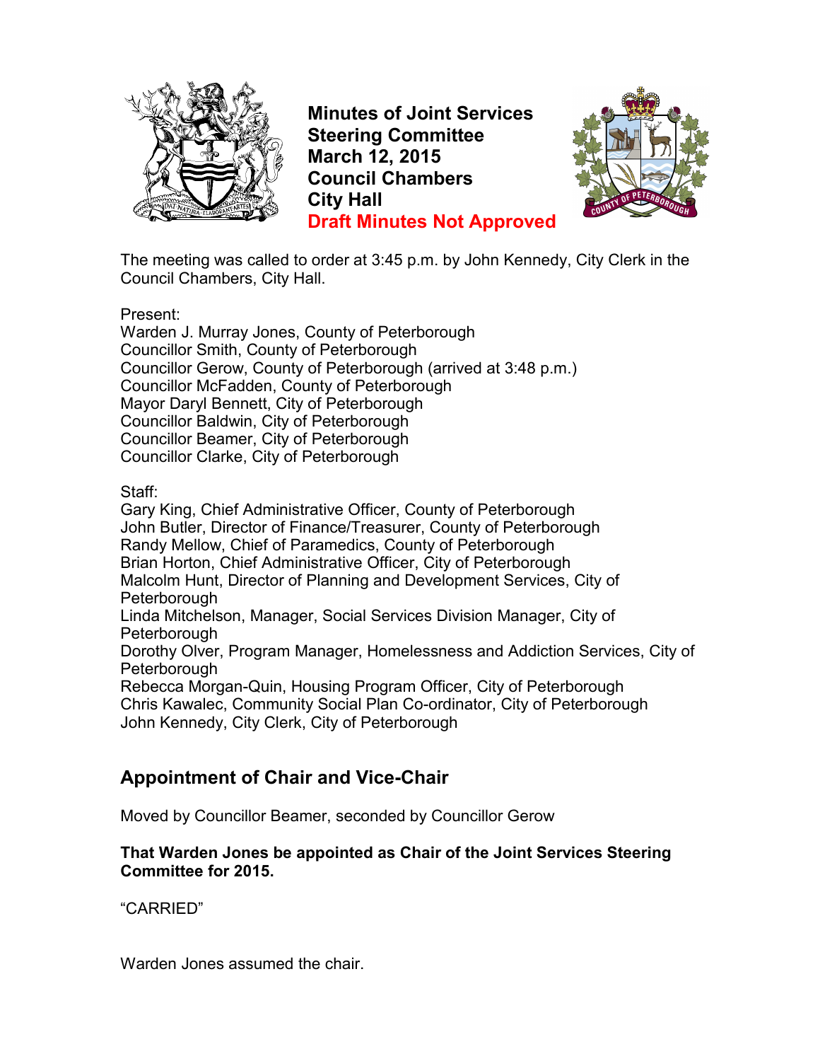# Minutes of Joint Services Steering Committee
# March 12, 2015
# Council Chambers
# City Hall
# Draft Minutes Not Approved

The meeting was called to order at 3:45 p.m. by John Kennedy, City Clerk in the Council Chambers, City Hall.

Present:
Warden J. Murray Jones, County of Peterborough
Councillor Smith, County of Peterborough
Councillor Gerow, County of Peterborough (arrived at 3:48 p.m.)
Councillor McFadden, County of Peterborough
Mayor Daryl Bennett, City of Peterborough
Councillor Baldwin, City of Peterborough
Councillor Beamer, City of Peterborough
Councillor Clarke, City of Peterborough

Staff:
Gary King, Chief Administrative Officer, County of Peterborough
John Butler, Director of Finance/Treasurer, County of Peterborough
Randy Mellow, Chief of Paramedics, County of Peterborough
Brian Horton, Chief Administrative Officer, City of Peterborough
Malcolm Hunt, Director of Planning and Development Services, City of Peterborough
Linda Mitchelson, Manager, Social Services Division Manager, City of Peterborough
Dorothy Olver, Program Manager, Homelessness and Addiction Services, City of Peterborough
Rebecca Morgan-Quin, Housing Program Officer, City of Peterborough
Chris Kawalec, Community Social Plan Co-ordinator, City of Peterborough
John Kennedy, City Clerk, City of Peterborough

## Appointment of Chair and Vice-Chair

Moved by Councillor Beamer, seconded by Councillor Gerow

**That Warden Jones be appointed as Chair of the Joint Services Steering Committee for 2015.**

"CARRIED"

Warden Jones assumed the chair.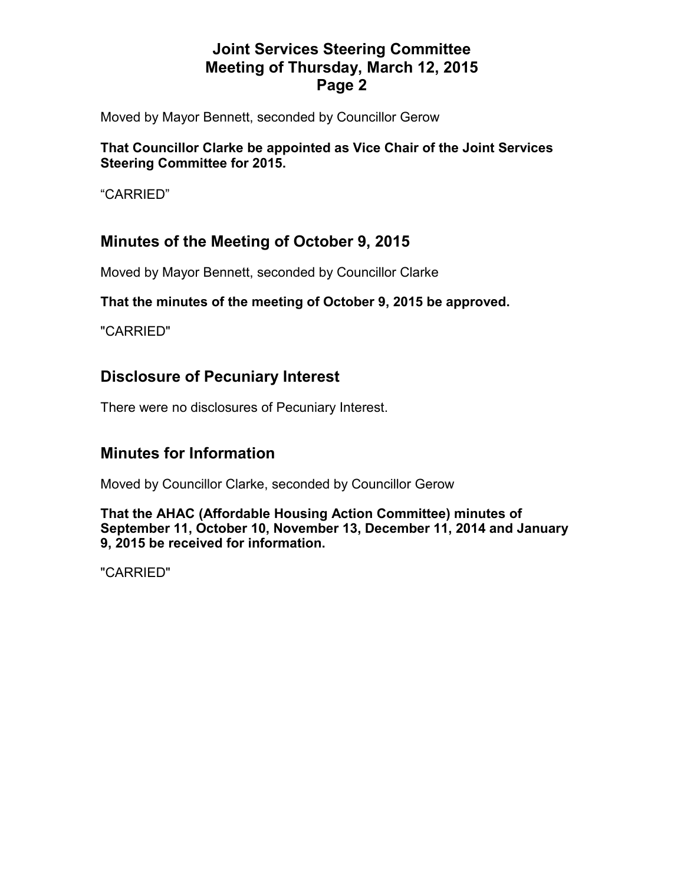Moved by Mayor Bennett, seconded by Councillor Gerow

**That Councillor Clarke be appointed as Vice Chair of the Joint Services Steering Committee for 2015.**

“CARRIED”

## Minutes of the Meeting of October 9, 2015

Moved by Mayor Bennett, seconded by Councillor Clarke

**That the minutes of the meeting of October 9, 2015 be approved.**

"CARRIED"

## Disclosure of Pecuniary Interest

There were no disclosures of Pecuniary Interest.

## Minutes for Information

Moved by Councillor Clarke, seconded by Councillor Gerow

**That the AHAC (Affordable Housing Action Committee) minutes of September 11, October 10, November 13, December 11, 2014 and January 9, 2015 be received for information.**

"CARRIED"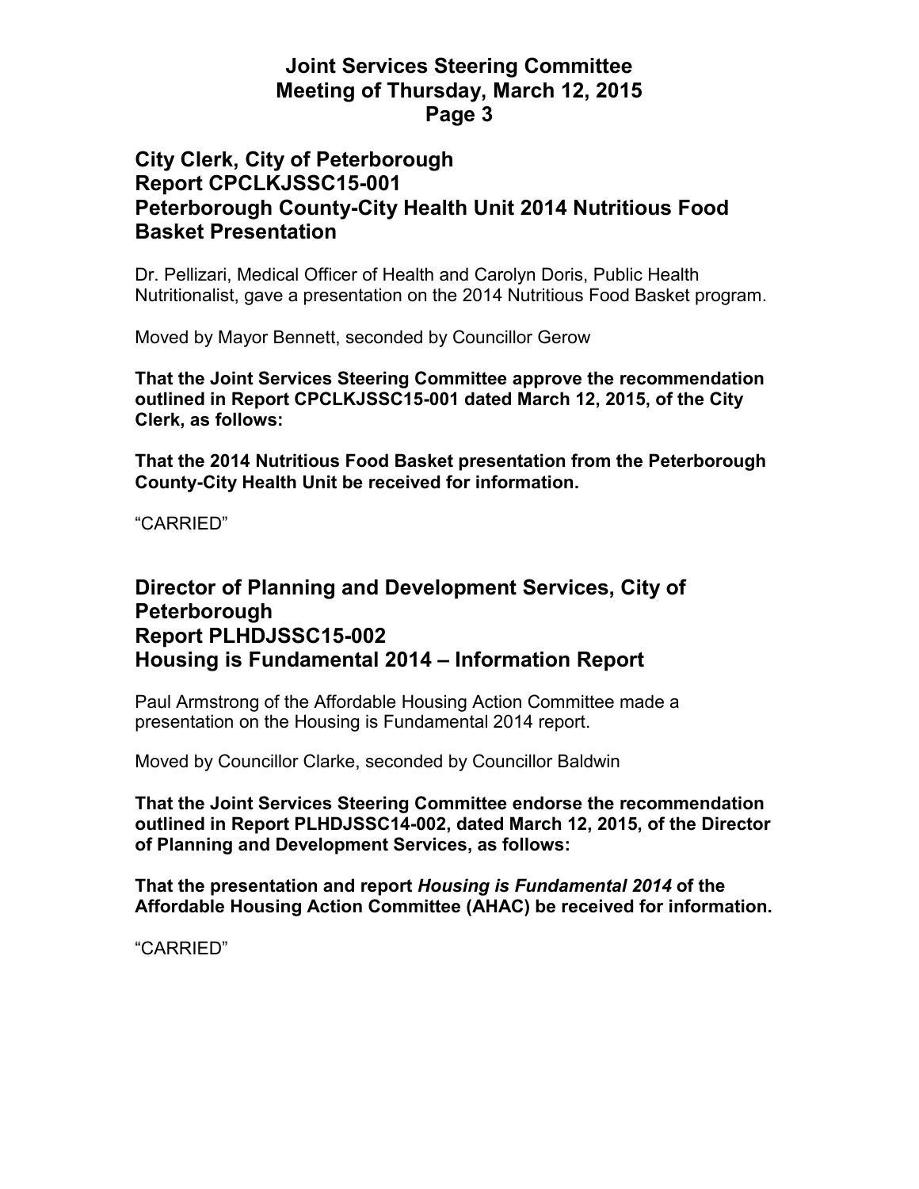## City Clerk, City of Peterborough
## Report CPCLKJSSC15-001
## Peterborough County-City Health Unit 2014 Nutritious Food Basket Presentation

Dr. Pellizari, Medical Officer of Health and Carolyn Doris, Public Health Nutritionalist, gave a presentation on the 2014 Nutritious Food Basket program.

Moved by Mayor Bennett, seconded by Councillor Gerow

**That the Joint Services Steering Committee approve the recommendation outlined in Report CPCLKJSSC15-001 dated March 12, 2015, of the City Clerk, as follows:**

**That the 2014 Nutritious Food Basket presentation from the Peterborough County-City Health Unit be received for information.**

"CARRIED"

## Director of Planning and Development Services, City of Peterborough
## Report PLHDJSSC15-002
## Housing is Fundamental 2014 – Information Report

Paul Armstrong of the Affordable Housing Action Committee made a presentation on the Housing is Fundamental 2014 report.

Moved by Councillor Clarke, seconded by Councillor Baldwin

**That the Joint Services Steering Committee endorse the recommendation outlined in Report PLHDJSSC14-002, dated March 12, 2015, of the Director of Planning and Development Services, as follows:**

**That the presentation and report *Housing is Fundamental 2014* of the Affordable Housing Action Committee (AHAC) be received for information.**

"CARRIED"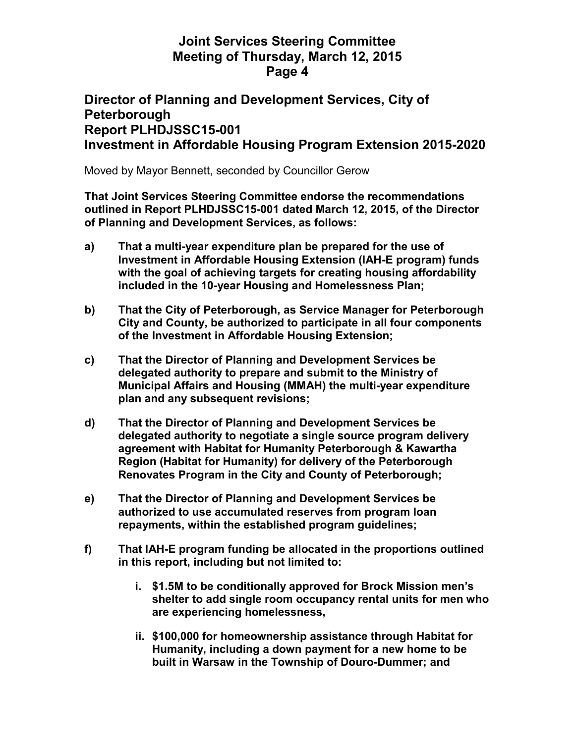## Director of Planning and Development Services, City of Peterborough
## Report PLHDJSSC15-001
## Investment in Affordable Housing Program Extension 2015-2020

Moved by Mayor Bennett, seconded by Councillor Gerow

**That Joint Services Steering Committee endorse the recommendations outlined in Report PLHDJSSC15-001 dated March 12, 2015, of the Director of Planning and Development Services, as follows:**

**a) That a multi-year expenditure plan be prepared for the use of Investment in Affordable Housing Extension (IAH-E program) funds with the goal of achieving targets for creating housing affordability included in the 10-year Housing and Homelessness Plan;**

**b) That the City of Peterborough, as Service Manager for Peterborough City and County, be authorized to participate in all four components of the Investment in Affordable Housing Extension;**

**c) That the Director of Planning and Development Services be delegated authority to prepare and submit to the Ministry of Municipal Affairs and Housing (MMAH) the multi-year expenditure plan and any subsequent revisions;**

**d) That the Director of Planning and Development Services be delegated authority to negotiate a single source program delivery agreement with Habitat for Humanity Peterborough & Kawartha Region (Habitat for Humanity) for delivery of the Peterborough Renovates Program in the City and County of Peterborough;**

**e) That the Director of Planning and Development Services be authorized to use accumulated reserves from program loan repayments, within the established program guidelines;**

**f) That IAH-E program funding be allocated in the proportions outlined in this report, including but not limited to:**

**i. $1.5M to be conditionally approved for Brock Mission men's shelter to add single room occupancy rental units for men who are experiencing homelessness,**

**ii. $100,000 for homeownership assistance through Habitat for Humanity, including a down payment for a new home to be built in Warsaw in the Township of Douro-Dummer; and**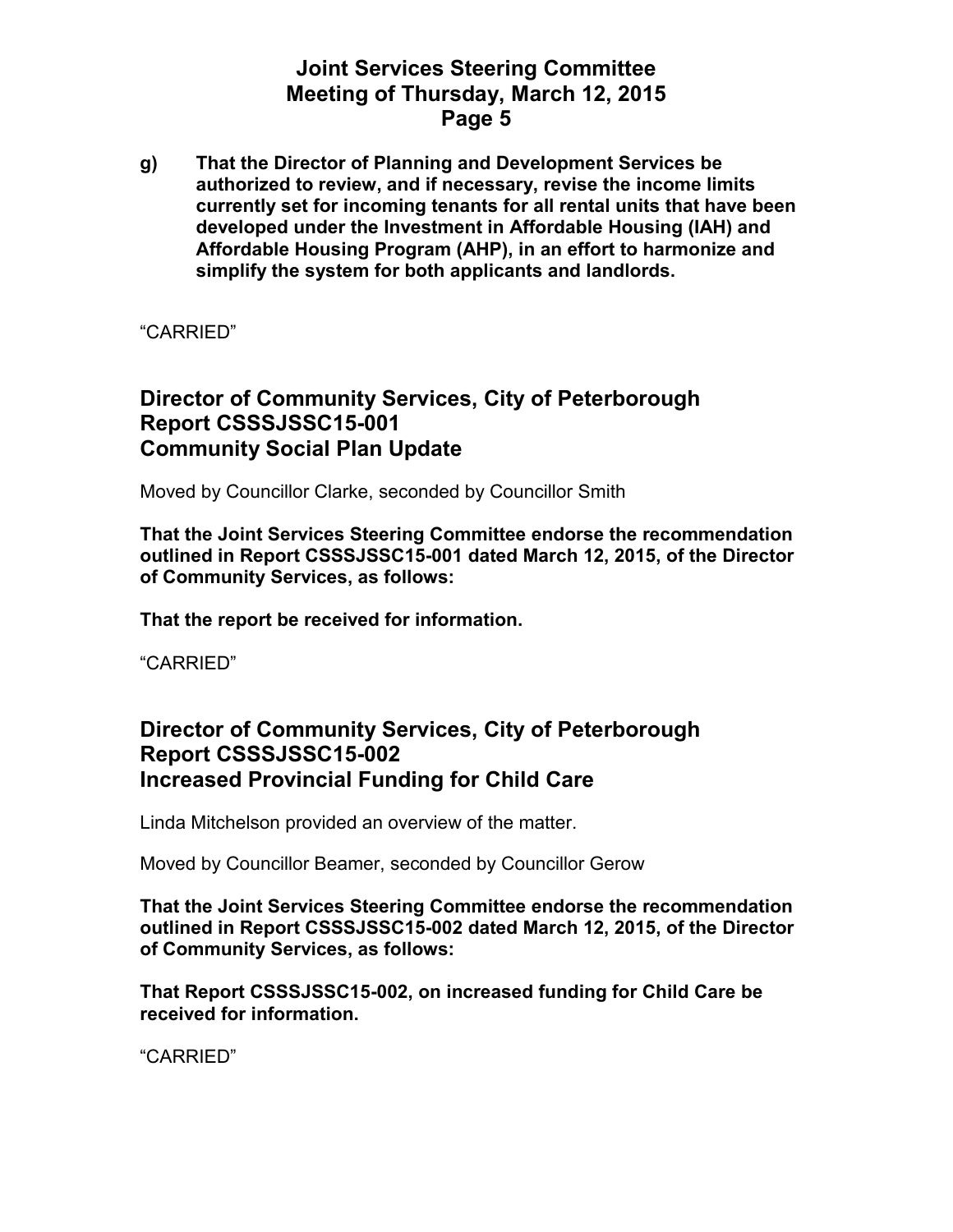**g) That the Director of Planning and Development Services be authorized to review, and if necessary, revise the income limits currently set for incoming tenants for all rental units that have been developed under the Investment in Affordable Housing (IAH) and Affordable Housing Program (AHP), in an effort to harmonize and simplify the system for both applicants and landlords.**

"CARRIED"

## Director of Community Services, City of Peterborough Report CSSSJSSC15-001 Community Social Plan Update

Moved by Councillor Clarke, seconded by Councillor Smith

**That the Joint Services Steering Committee endorse the recommendation outlined in Report CSSSJSSC15-001 dated March 12, 2015, of the Director of Community Services, as follows:**

**That the report be received for information.**

"CARRIED"

## Director of Community Services, City of Peterborough Report CSSSJSSC15-002 Increased Provincial Funding for Child Care

Linda Mitchelson provided an overview of the matter.

Moved by Councillor Beamer, seconded by Councillor Gerow

**That the Joint Services Steering Committee endorse the recommendation outlined in Report CSSSJSSC15-002 dated March 12, 2015, of the Director of Community Services, as follows:**

**That Report CSSSJSSC15-002, on increased funding for Child Care be received for information.**

"CARRIED"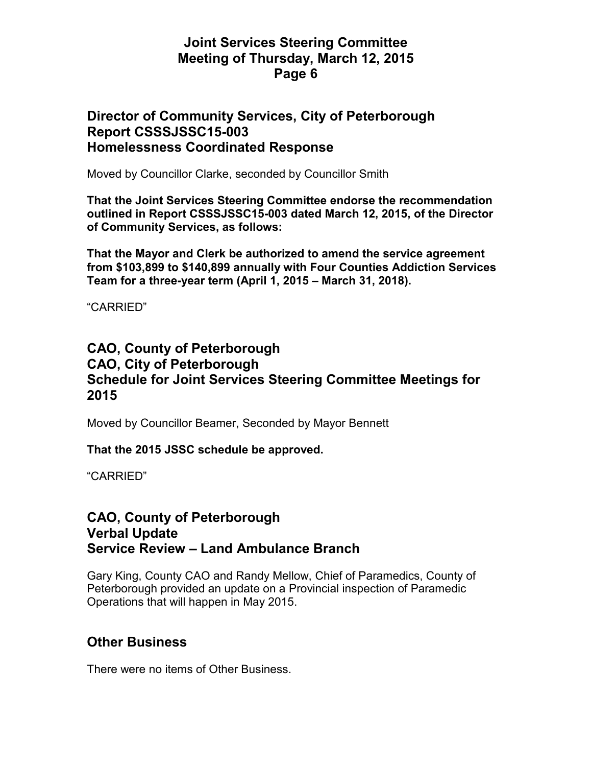## Director of Community Services, City of Peterborough Report CSSSJSSC15-003 Homelessness Coordinated Response

Moved by Councillor Clarke, seconded by Councillor Smith

**That the Joint Services Steering Committee endorse the recommendation outlined in Report CSSSJSSC15-003 dated March 12, 2015, of the Director of Community Services, as follows:**

**That the Mayor and Clerk be authorized to amend the service agreement from $103,899 to $140,899 annually with Four Counties Addiction Services Team for a three-year term (April 1, 2015 – March 31, 2018).**

"CARRIED"

## CAO, County of Peterborough CAO, City of Peterborough Schedule for Joint Services Steering Committee Meetings for 2015

Moved by Councillor Beamer, Seconded by Mayor Bennett

**That the 2015 JSSC schedule be approved.**

"CARRIED"

## CAO, County of Peterborough Verbal Update Service Review – Land Ambulance Branch

Gary King, County CAO and Randy Mellow, Chief of Paramedics, County of Peterborough provided an update on a Provincial inspection of Paramedic Operations that will happen in May 2015.

## Other Business

There were no items of Other Business.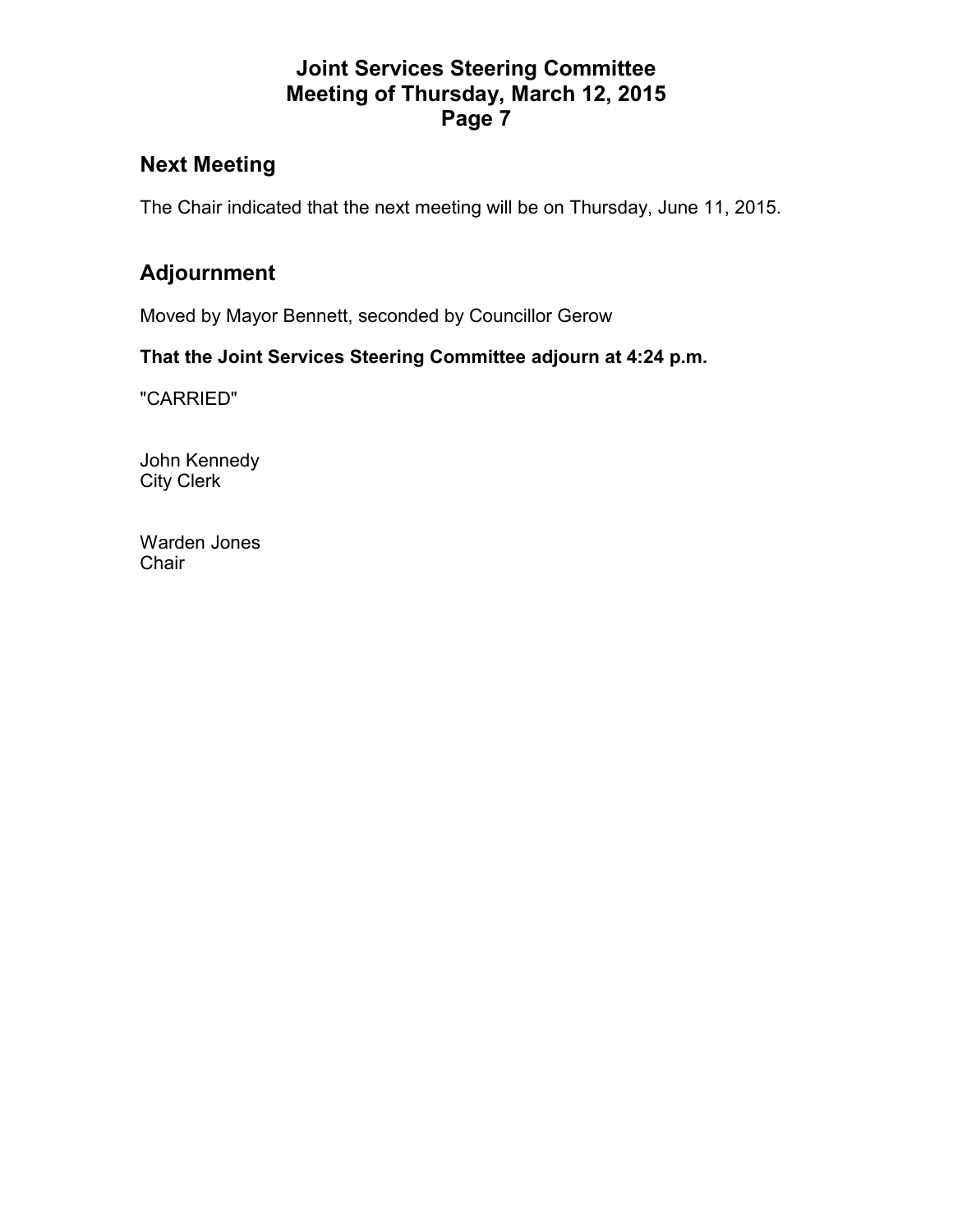## Next Meeting

The Chair indicated that the next meeting will be on Thursday, June 11, 2015.

## Adjournment

Moved by Mayor Bennett, seconded by Councillor Gerow

**That the Joint Services Steering Committee adjourn at 4:24 p.m.**

"CARRIED"

John Kennedy
City Clerk

Warden Jones
Chair